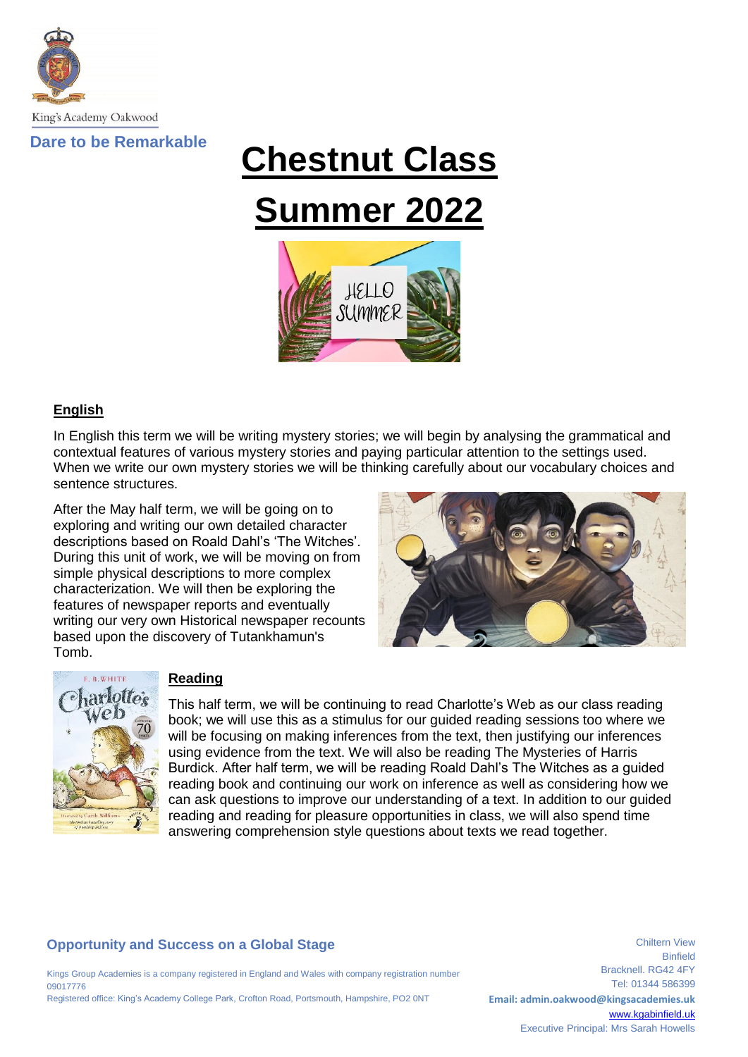King's Academy Oakwood

**Dare to be Remarkable**

# Chestnut Class

# Summer 2022

## English

In English this term we will be writing mystery stories; we will begin by analysing the grammatical and contextual features of various mystery stories and paying particular attention to the settings used. When we write our own mystery stories we will be thinking carefully about our vocabulary choices and sentence structures.

After the May half term, we will be going on to exploring and writing our own detailed character descriptions based on Roald Dahl's 'The Witches'. During this unit of work, we will be moving on from simple physical descriptions to more complex characterization. We will then be exploring the features of newspaper reports and eventually writing our very own Historical newspaper recounts based upon the discovery of Tutankhamun's Tomb.

## Reading

This half term, we will be continuing to read Charlotte's Web as our class reading book; we will use this as a stimulus for our guided reading sessions too where we will be focusing on making inferences from the text, then justifying our inferences using evidence from the text. We will also be reading The Mysteries of Harris Burdick. After half term, we will be reading Roald Dahl's The Witches as a guided reading book and continuing our work on inference as well as considering how we can ask questions to improve our understanding of a text. In addition to our guided reading and reading for pleasure opportunities in class, we will also spend time answering comprehension style questions about texts we read together.

**Opportunity and Success on a Global Stage**

Kings Group Academies is a company registered in England and Wales with company registration number 09017776
Registered office: King's Academy College Park, Crofton Road, Portsmouth, Hampshire, PO2 0NT

Chiltern View
Binfield
Bracknell. RG42 4FY
Tel: 01344 586399
**Email: admin.oakwood@kingsacademies.uk**
www.kgabinfield.uk
Executive Principal: Mrs Sarah Howells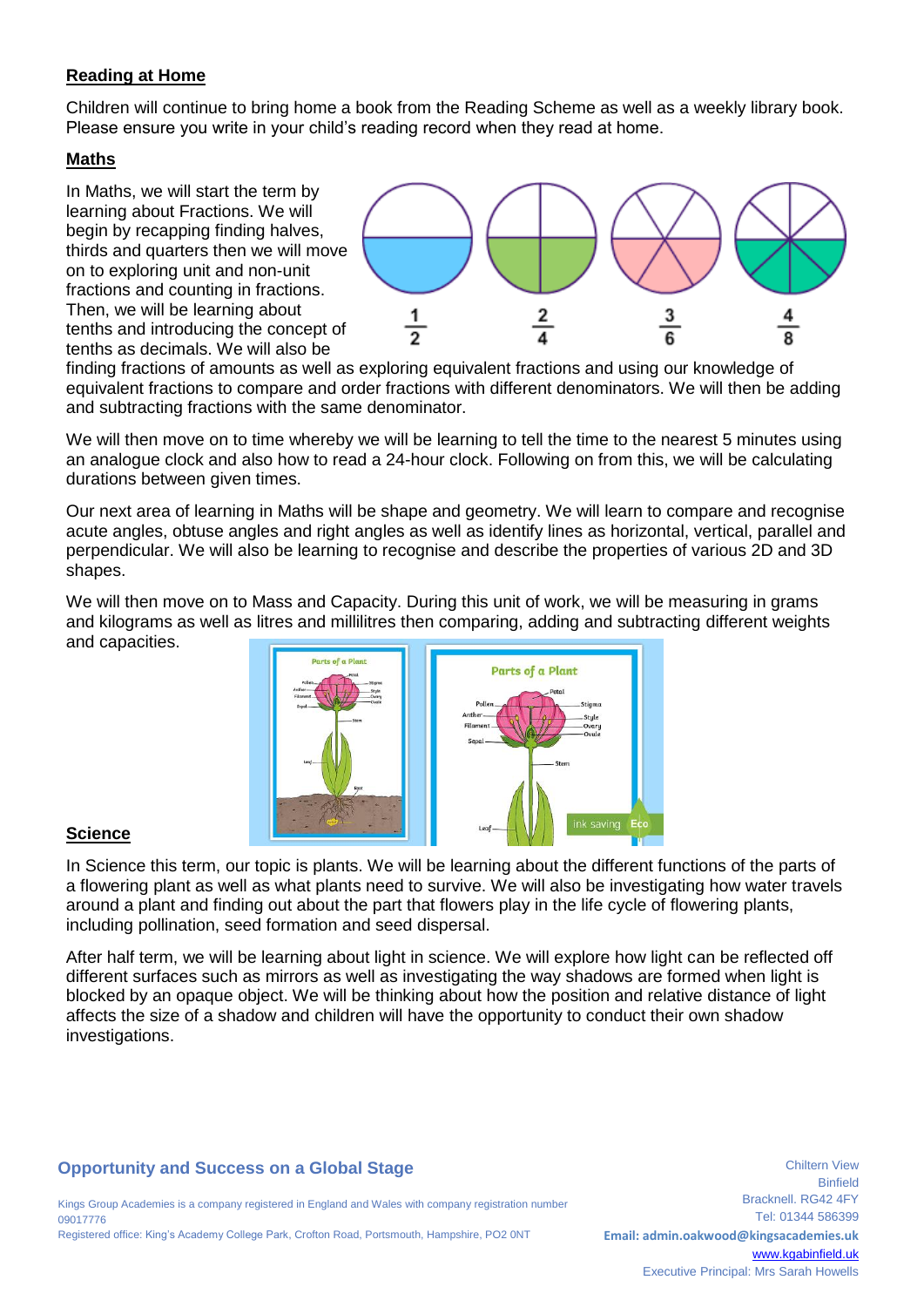## Reading at Home

Children will continue to bring home a book from the Reading Scheme as well as a weekly library book. Please ensure you write in your child's reading record when they read at home.

## Maths

In Maths, we will start the term by learning about Fractions. We will begin by recapping finding halves, thirds and quarters then we will move on to exploring unit and non-unit fractions and counting in fractions. Then, we will be learning about tenths and introducing the concept of tenths as decimals. We will also be finding fractions of amounts as well as exploring equivalent fractions and using our knowledge of equivalent fractions to compare and order fractions with different denominators. We will then be adding and subtracting fractions with the same denominator.

We will then move on to time whereby we will be learning to tell the time to the nearest 5 minutes using an analogue clock and also how to read a 24-hour clock. Following on from this, we will be calculating durations between given times.

Our next area of learning in Maths will be shape and geometry. We will learn to compare and recognise acute angles, obtuse angles and right angles as well as identify lines as horizontal, vertical, parallel and perpendicular. We will also be learning to recognise and describe the properties of various 2D and 3D shapes.

We will then move on to Mass and Capacity. During this unit of work, we will be measuring in grams and kilograms as well as litres and millilitres then comparing, adding and subtracting different weights and capacities.

## Science

In Science this term, our topic is plants. We will be learning about the different functions of the parts of a flowering plant as well as what plants need to survive. We will also be investigating how water travels around a plant and finding out about the part that flowers play in the life cycle of flowering plants, including pollination, seed formation and seed dispersal.

After half term, we will be learning about light in science. We will explore how light can be reflected off different surfaces such as mirrors as well as investigating the way shadows are formed when light is blocked by an opaque object. We will be thinking about how the position and relative distance of light affects the size of a shadow and children will have the opportunity to conduct their own shadow investigations.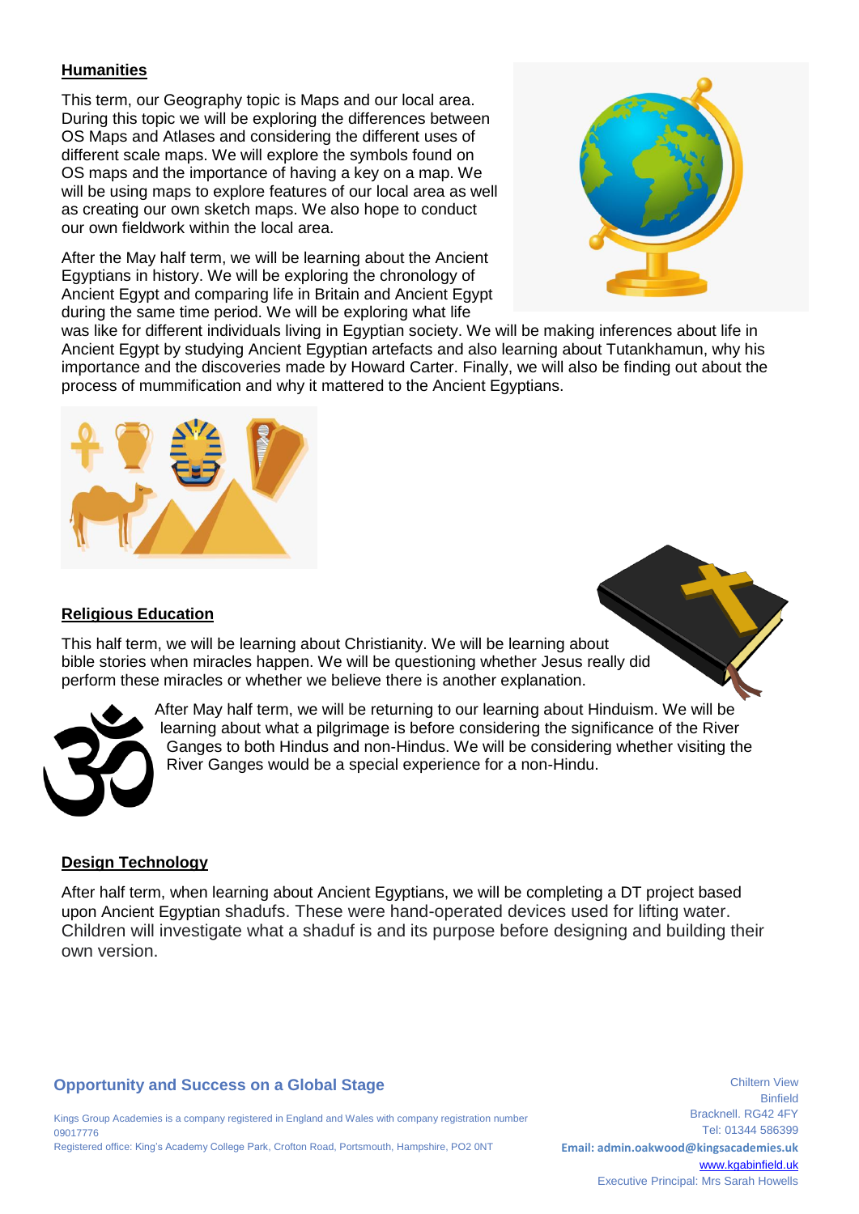## Humanities

This term, our Geography topic is Maps and our local area. During this topic we will be exploring the differences between OS Maps and Atlases and considering the different uses of different scale maps. We will explore the symbols found on OS maps and the importance of having a key on a map. We will be using maps to explore features of our local area as well as creating our own sketch maps. We also hope to conduct our own fieldwork within the local area.

After the May half term, we will be learning about the Ancient Egyptians in history. We will be exploring the chronology of Ancient Egypt and comparing life in Britain and Ancient Egypt during the same time period. We will be exploring what life was like for different individuals living in Egyptian society. We will be making inferences about life in Ancient Egypt by studying Ancient Egyptian artefacts and also learning about Tutankhamun, why his importance and the discoveries made by Howard Carter. Finally, we will also be finding out about the process of mummification and why it mattered to the Ancient Egyptians.

## Religious Education

This half term, we will be learning about Christianity. We will be learning about bible stories when miracles happen. We will be questioning whether Jesus really did perform these miracles or whether we believe there is another explanation.

After May half term, we will be returning to our learning about Hinduism. We will be learning about what a pilgrimage is before considering the significance of the River Ganges to both Hindus and non-Hindus. We will be considering whether visiting the River Ganges would be a special experience for a non-Hindu.

## Design Technology

After half term, when learning about Ancient Egyptians, we will be completing a DT project based upon Ancient Egyptian shadufs. These were hand-operated devices used for lifting water. Children will investigate what a shaduf is and its purpose before designing and building their own version.

**Opportunity and Success on a Global Stage**

Kings Group Academies is a company registered in England and Wales with company registration number 09017776
Registered office: King's Academy College Park, Crofton Road, Portsmouth, Hampshire, PO2 0NT

Chiltern View
Binfield
Bracknell. RG42 4FY
Tel: 01344 586399
**Email: admin.oakwood@kingsacademies.uk**
www.kgabinfield.uk
Executive Principal: Mrs Sarah Howells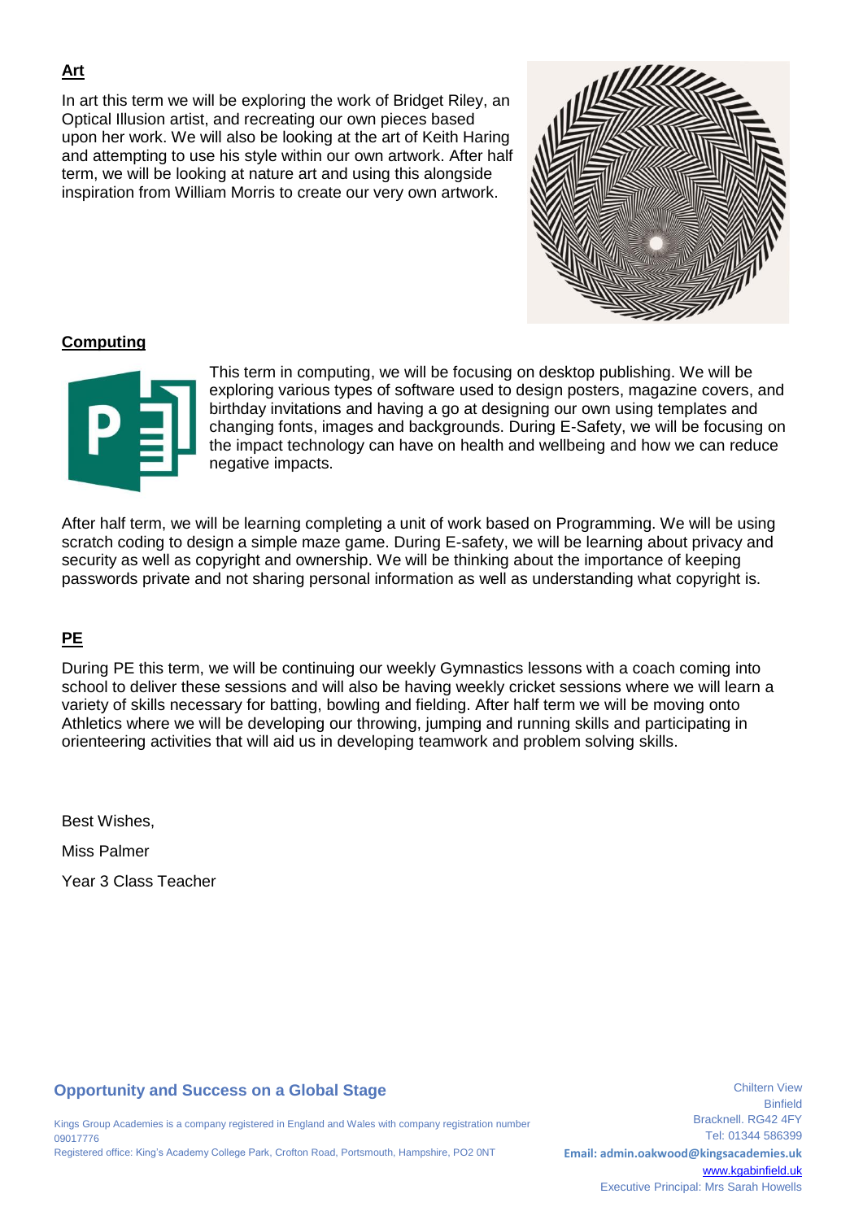## Art

In art this term we will be exploring the work of Bridget Riley, an Optical Illusion artist, and recreating our own pieces based upon her work. We will also be looking at the art of Keith Haring and attempting to use his style within our own artwork. After half term, we will be looking at nature art and using this alongside inspiration from William Morris to create our very own artwork.

## Computing

This term in computing, we will be focusing on desktop publishing. We will be exploring various types of software used to design posters, magazine covers, and birthday invitations and having a go at designing our own using templates and changing fonts, images and backgrounds. During E-Safety, we will be focusing on the impact technology can have on health and wellbeing and how we can reduce negative impacts.

After half term, we will be learning completing a unit of work based on Programming. We will be using scratch coding to design a simple maze game. During E-safety, we will be learning about privacy and security as well as copyright and ownership. We will be thinking about the importance of keeping passwords private and not sharing personal information as well as understanding what copyright is.

## PE

During PE this term, we will be continuing our weekly Gymnastics lessons with a coach coming into school to deliver these sessions and will also be having weekly cricket sessions where we will learn a variety of skills necessary for batting, bowling and fielding. After half term we will be moving onto Athletics where we will be developing our throwing, jumping and running skills and participating in orienteering activities that will aid us in developing teamwork and problem solving skills.

Best Wishes,

Miss Palmer

Year 3 Class Teacher

**Opportunity and Success on a Global Stage**

Kings Group Academies is a company registered in England and Wales with company registration number 09017776
Registered office: King's Academy College Park, Crofton Road, Portsmouth, Hampshire, PO2 0NT

Chiltern View
Binfield
Bracknell. RG42 4FY
Tel: 01344 586399
**Email: admin.oakwood@kingsacademies.uk**
www.kgabinfield.uk
Executive Principal: Mrs Sarah Howells